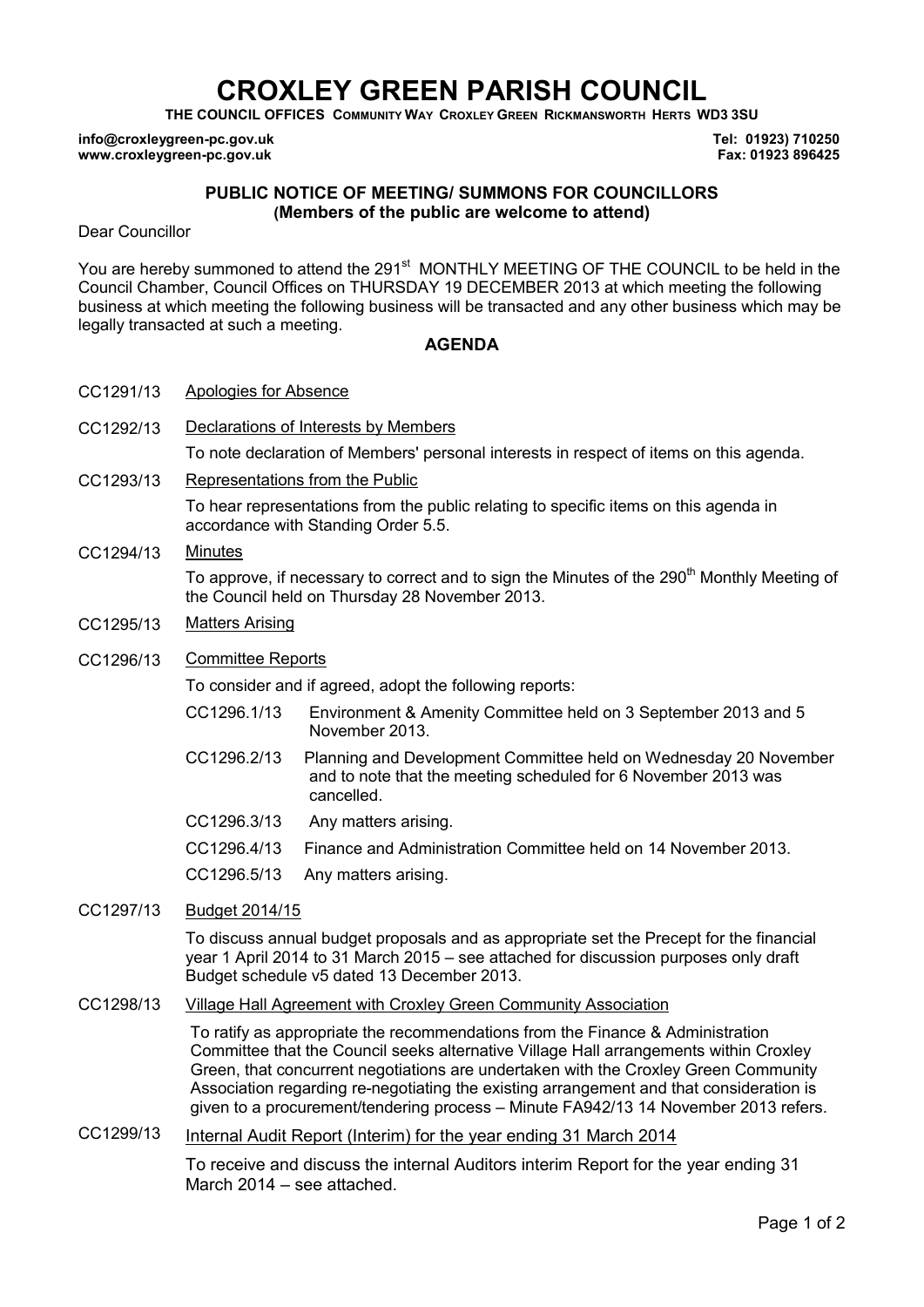# CROXLEY GREEN PARISH COUNCIL

**THE COUNCIL OFFICES COMMUNITY WAY CROXLEY GREEN RICKMANSWORTH HERTS WD3 3SU**

**info@croxleygreen-pc.gov.uk** **Tel: 01923) 710250**
**www.croxleygreen-pc.gov.uk** **Fax: 01923 896425**

## PUBLIC NOTICE OF MEETING/ SUMMONS FOR COUNCILLORS
**(Members of the public are welcome to attend)**

Dear Councillor

You are hereby summoned to attend the 291st MONTHLY MEETING OF THE COUNCIL to be held in the Council Chamber, Council Offices on THURSDAY 19 DECEMBER 2013 at which meeting the following business at which meeting the following business will be transacted and any other business which may be legally transacted at such a meeting.

## AGENDA

CC1291/13 Apologies for Absence

CC1292/13 Declarations of Interests by Members

To note declaration of Members' personal interests in respect of items on this agenda.

CC1293/13 Representations from the Public

To hear representations from the public relating to specific items on this agenda in accordance with Standing Order 5.5.

CC1294/13 Minutes

To approve, if necessary to correct and to sign the Minutes of the 290th Monthly Meeting of the Council held on Thursday 28 November 2013.

CC1295/13 Matters Arising

CC1296/13 Committee Reports

To consider and if agreed, adopt the following reports:

- CC1296.1/13 Environment & Amenity Committee held on 3 September 2013 and 5 November 2013.
- CC1296.2/13 Planning and Development Committee held on Wednesday 20 November and to note that the meeting scheduled for 6 November 2013 was cancelled.
- CC1296.3/13 Any matters arising.
- CC1296.4/13 Finance and Administration Committee held on 14 November 2013.
- CC1296.5/13 Any matters arising.

CC1297/13 Budget 2014/15

To discuss annual budget proposals and as appropriate set the Precept for the financial year 1 April 2014 to 31 March 2015 – see attached for discussion purposes only draft Budget schedule v5 dated 13 December 2013.

CC1298/13 Village Hall Agreement with Croxley Green Community Association

To ratify as appropriate the recommendations from the Finance & Administration Committee that the Council seeks alternative Village Hall arrangements within Croxley Green, that concurrent negotiations are undertaken with the Croxley Green Community Association regarding re-negotiating the existing arrangement and that consideration is given to a procurement/tendering process – Minute FA942/13 14 November 2013 refers.

CC1299/13 Internal Audit Report (Interim) for the year ending 31 March 2014

To receive and discuss the internal Auditors interim Report for the year ending 31 March 2014 – see attached.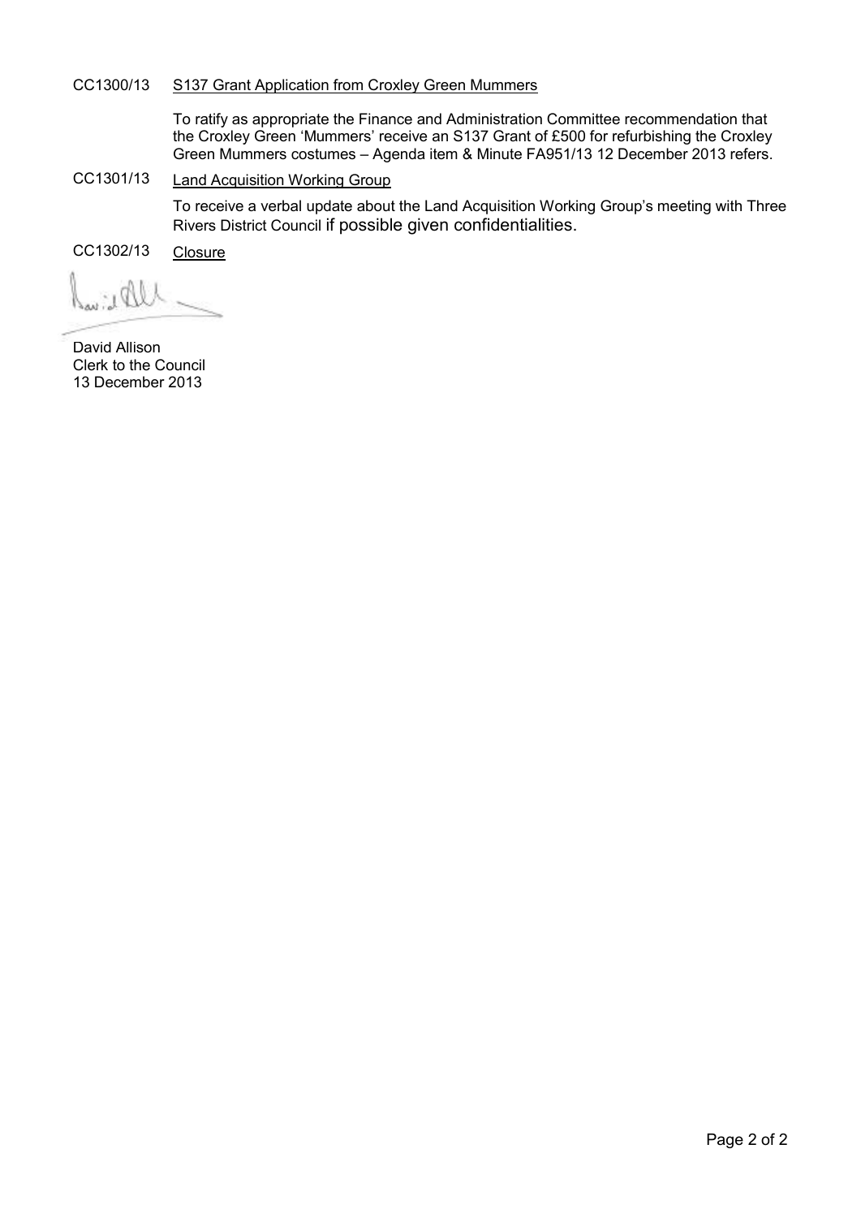CC1300/13 S137 Grant Application from Croxley Green Mummers

To ratify as appropriate the Finance and Administration Committee recommendation that the Croxley Green 'Mummers' receive an S137 Grant of £500 for refurbishing the Croxley Green Mummers costumes – Agenda item & Minute FA951/13 12 December 2013 refers.

CC1301/13 Land Acquisition Working Group

To receive a verbal update about the Land Acquisition Working Group's meeting with Three Rivers District Council if possible given confidentialities.

CC1302/13 Closure

David Allison
Clerk to the Council
13 December 2013